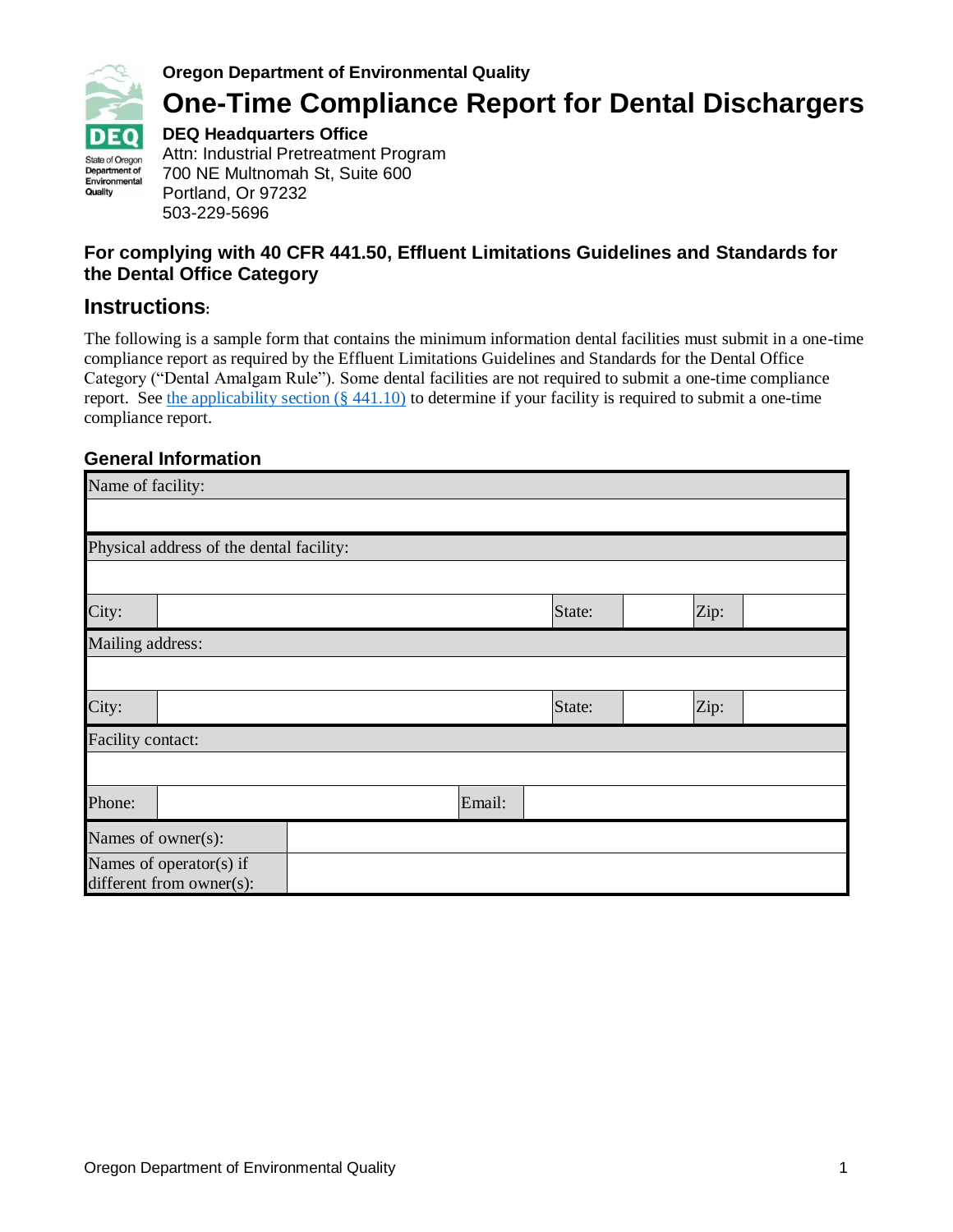**Oregon Department of Environmental Quality**

# One-Time Compliance Report for Dental Dischargers

**DEQ Headquarters Office**
Attn: Industrial Pretreatment Program
700 NE Multnomah St, Suite 600
Portland, Or 97232
503-229-5696

### For complying with 40 CFR 441.50, Effluent Limitations Guidelines and Standards for the Dental Office Category

## Instructions:

The following is a sample form that contains the minimum information dental facilities must submit in a one-time compliance report as required by the Effluent Limitations Guidelines and Standards for the Dental Office Category ("Dental Amalgam Rule"). Some dental facilities are not required to submit a one-time compliance report. See [the applicability section (§ 441.10)]() to determine if your facility is required to submit a one-time compliance report.

### General Information

| Name of facility: | | | | | |
|---|---|---|---|---|---|
| | | | | | |
| **Physical address of the dental facility:** | | | | | |
| | | | | | |
| City: | | State: | | Zip: | |
| **Mailing address:** | | | | | |
| | | | | | |
| City: | | State: | | Zip: | |
| **Facility contact:** | | | | | |
| | | | | | |
| Phone: | | Email: | | | |
| Names of owner(s): | | | | | |
| Names of operator(s) if different from owner(s): | | | | | |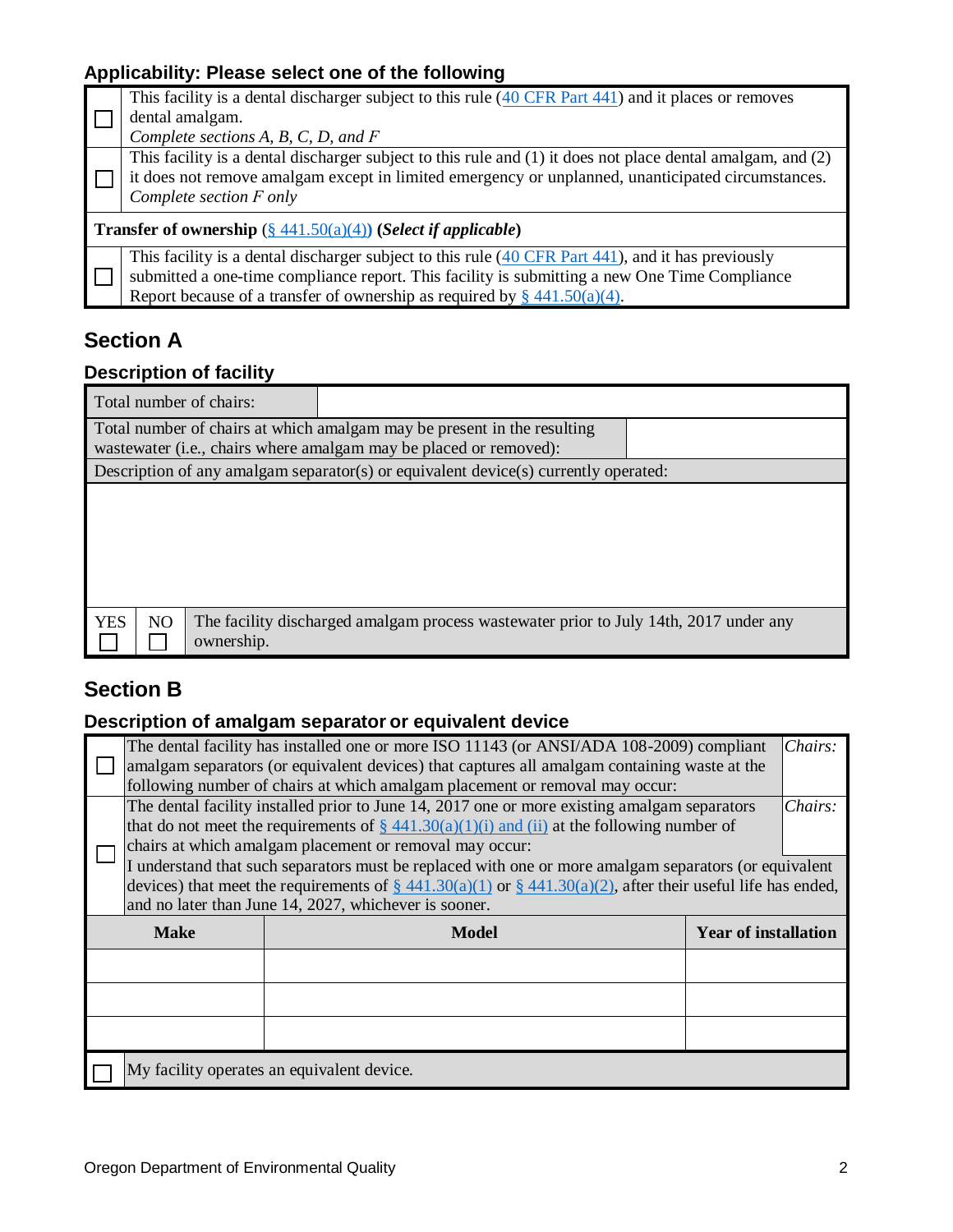### Applicability: Please select one of the following

| | |
|---|---|
| ☐ | This facility is a dental discharger subject to this rule (40 CFR Part 441) and it places or removes dental amalgam. *Complete sections A, B, C, D, and F* |
| ☐ | This facility is a dental discharger subject to this rule and (1) it does not place dental amalgam, and (2) it does not remove amalgam except in limited emergency or unplanned, unanticipated circumstances. *Complete section F only* |
| **Transfer of ownership** (§ 441.50(a)(4)) **(*Select if applicable*)** | |
| ☐ | This facility is a dental discharger subject to this rule (40 CFR Part 441), and it has previously submitted a one-time compliance report. This facility is submitting a new One Time Compliance Report because of a transfer of ownership as required by § 441.50(a)(4). |

## Section A

### Description of facility

| | |
|---|---|
| Total number of chairs: | |
| Total number of chairs at which amalgam may be present in the resulting wastewater (i.e., chairs where amalgam may be placed or removed): | |
| Description of any amalgam separator(s) or equivalent device(s) currently operated: | |
| | |

| YES | NO | |
|---|---|---|
| ☐ | ☐ | The facility discharged amalgam process wastewater prior to July 14th, 2017 under any ownership. |

## Section B

### Description of amalgam separator or equivalent device

| | | |
|---|---|---|
| ☐ | The dental facility has installed one or more ISO 11143 (or ANSI/ADA 108-2009) compliant amalgam separators (or equivalent devices) that captures all amalgam containing waste at the following number of chairs at which amalgam placement or removal may occur: | *Chairs:* |
| ☐ | The dental facility installed prior to June 14, 2017 one or more existing amalgam separators that do not meet the requirements of § 441.30(a)(1)(i) and (ii) at the following number of chairs at which amalgam placement or removal may occur:<br>I understand that such separators must be replaced with one or more amalgam separators (or equivalent devices) that meet the requirements of § 441.30(a)(1) or § 441.30(a)(2), after their useful life has ended, and no later than June 14, 2027, whichever is sooner. | *Chairs:* |

| Make | Model | Year of installation |
|---|---|---|
| | | |
| | | |
| | | |

☐ My facility operates an equivalent device.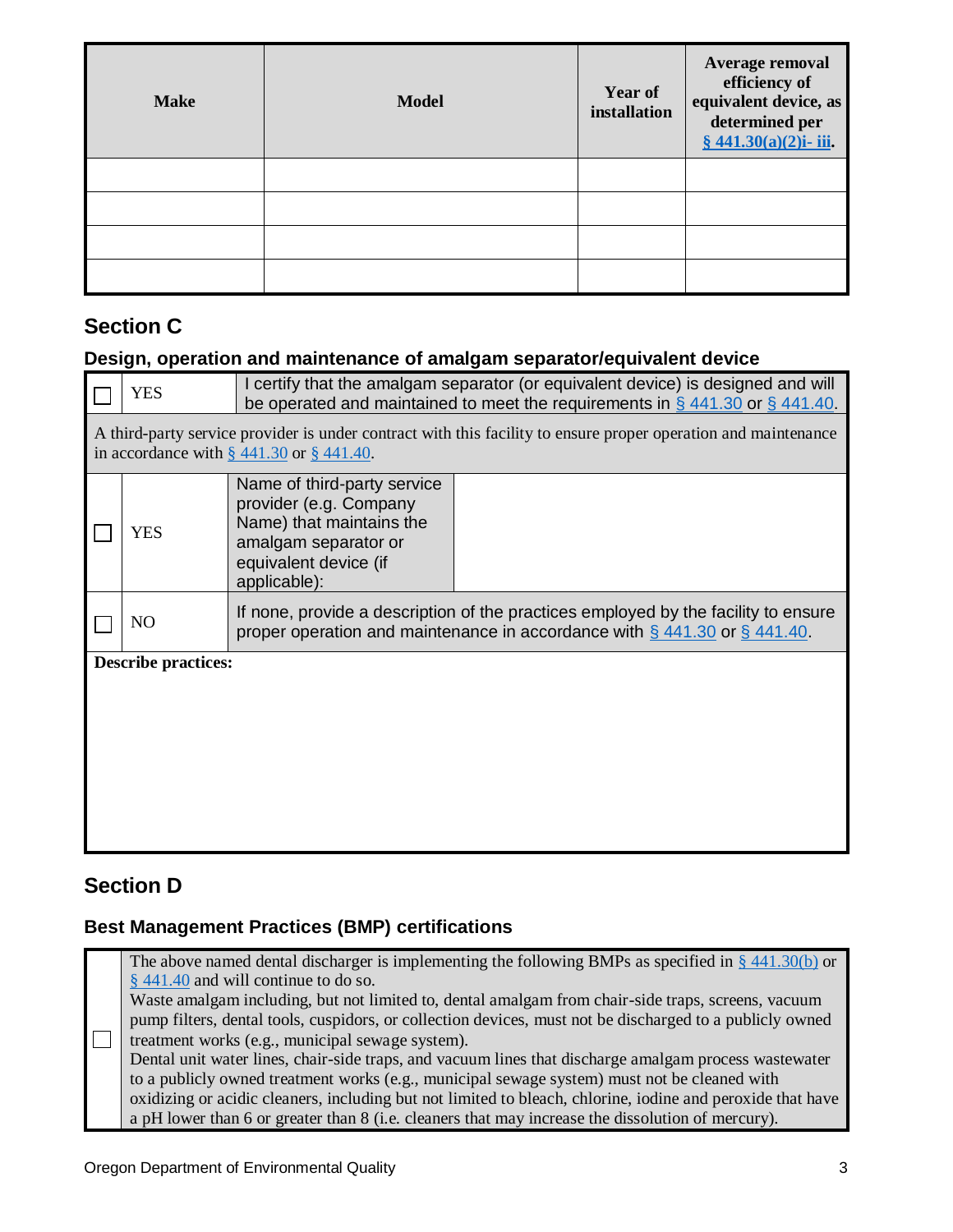| Make | Model | Year of installation | Average removal efficiency of equivalent device, as determined per § 441.30(a)(2)i- iii. |
|---|---|---|---|
| | | | |
| | | | |
| | | | |
| | | | |

## Section C

### Design, operation and maintenance of amalgam separator/equivalent device

| ☐ | YES | I certify that the amalgam separator (or equivalent device) is designed and will be operated and maintained to meet the requirements in § 441.30 or § 441.40. |
|---|---|---|

A third-party service provider is under contract with this facility to ensure proper operation and maintenance in accordance with § 441.30 or § 441.40.

| ☐ | YES | Name of third-party service provider (e.g. Company Name) that maintains the amalgam separator or equivalent device (if applicable): | |
|---|---|---|---|
| ☐ | NO | If none, provide a description of the practices employed by the facility to ensure proper operation and maintenance in accordance with § 441.30 or § 441.40. | |

**Describe practices:**

## Section D

### Best Management Practices (BMP) certifications

☐ The above named dental discharger is implementing the following BMPs as specified in § 441.30(b) or § 441.40 and will continue to do so.

Waste amalgam including, but not limited to, dental amalgam from chair-side traps, screens, vacuum pump filters, dental tools, cuspidors, or collection devices, must not be discharged to a publicly owned treatment works (e.g., municipal sewage system).

Dental unit water lines, chair-side traps, and vacuum lines that discharge amalgam process wastewater to a publicly owned treatment works (e.g., municipal sewage system) must not be cleaned with oxidizing or acidic cleaners, including but not limited to bleach, chlorine, iodine and peroxide that have a pH lower than 6 or greater than 8 (i.e. cleaners that may increase the dissolution of mercury).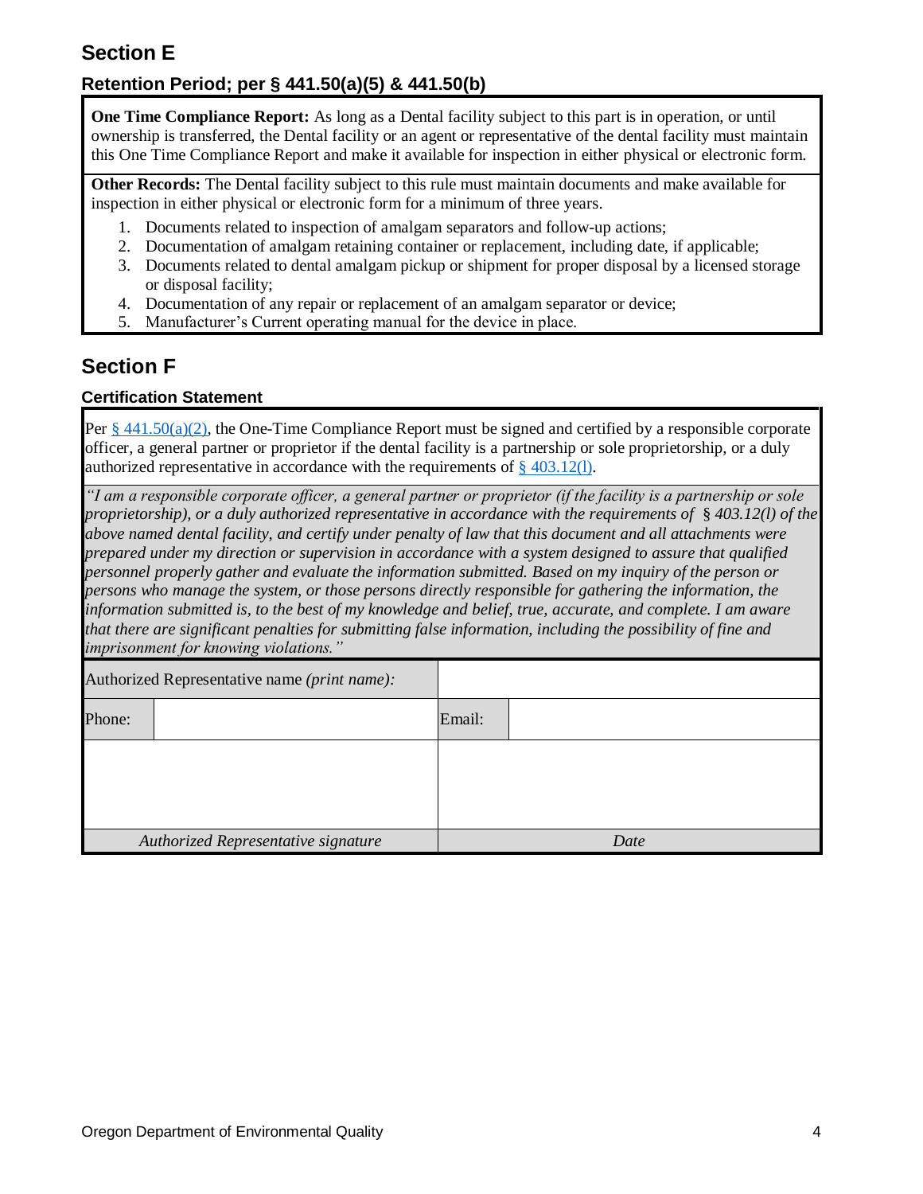## Section E

### Retention Period; per § 441.50(a)(5) & 441.50(b)

**One Time Compliance Report:** As long as a Dental facility subject to this part is in operation, or until ownership is transferred, the Dental facility or an agent or representative of the dental facility must maintain this One Time Compliance Report and make it available for inspection in either physical or electronic form.

**Other Records:** The Dental facility subject to this rule must maintain documents and make available for inspection in either physical or electronic form for a minimum of three years.

1. Documents related to inspection of amalgam separators and follow-up actions;
2. Documentation of amalgam retaining container or replacement, including date, if applicable;
3. Documents related to dental amalgam pickup or shipment for proper disposal by a licensed storage or disposal facility;
4. Documentation of any repair or replacement of an amalgam separator or device;
5. Manufacturer's Current operating manual for the device in place.

## Section F

### Certification Statement

Per [§ 441.50(a)(2)](), the One-Time Compliance Report must be signed and certified by a responsible corporate officer, a general partner or proprietor if the dental facility is a partnership or sole proprietorship, or a duly authorized representative in accordance with the requirements of [§ 403.12(l)]().

*"I am a responsible corporate officer, a general partner or proprietor (if the facility is a partnership or sole proprietorship), or a duly authorized representative in accordance with the requirements of § 403.12(l) of the above named dental facility, and certify under penalty of law that this document and all attachments were prepared under my direction or supervision in accordance with a system designed to assure that qualified personnel properly gather and evaluate the information submitted. Based on my inquiry of the person or persons who manage the system, or those persons directly responsible for gathering the information, the information submitted is, to the best of my knowledge and belief, true, accurate, and complete. I am aware that there are significant penalties for submitting false information, including the possibility of fine and imprisonment for knowing violations."*

| | | | |
|---|---|---|---|
| Authorized Representative name *(print name)*: | | | |
| Phone: | | Email: | |
| | | | |
| *Authorized Representative signature* | | *Date* | |